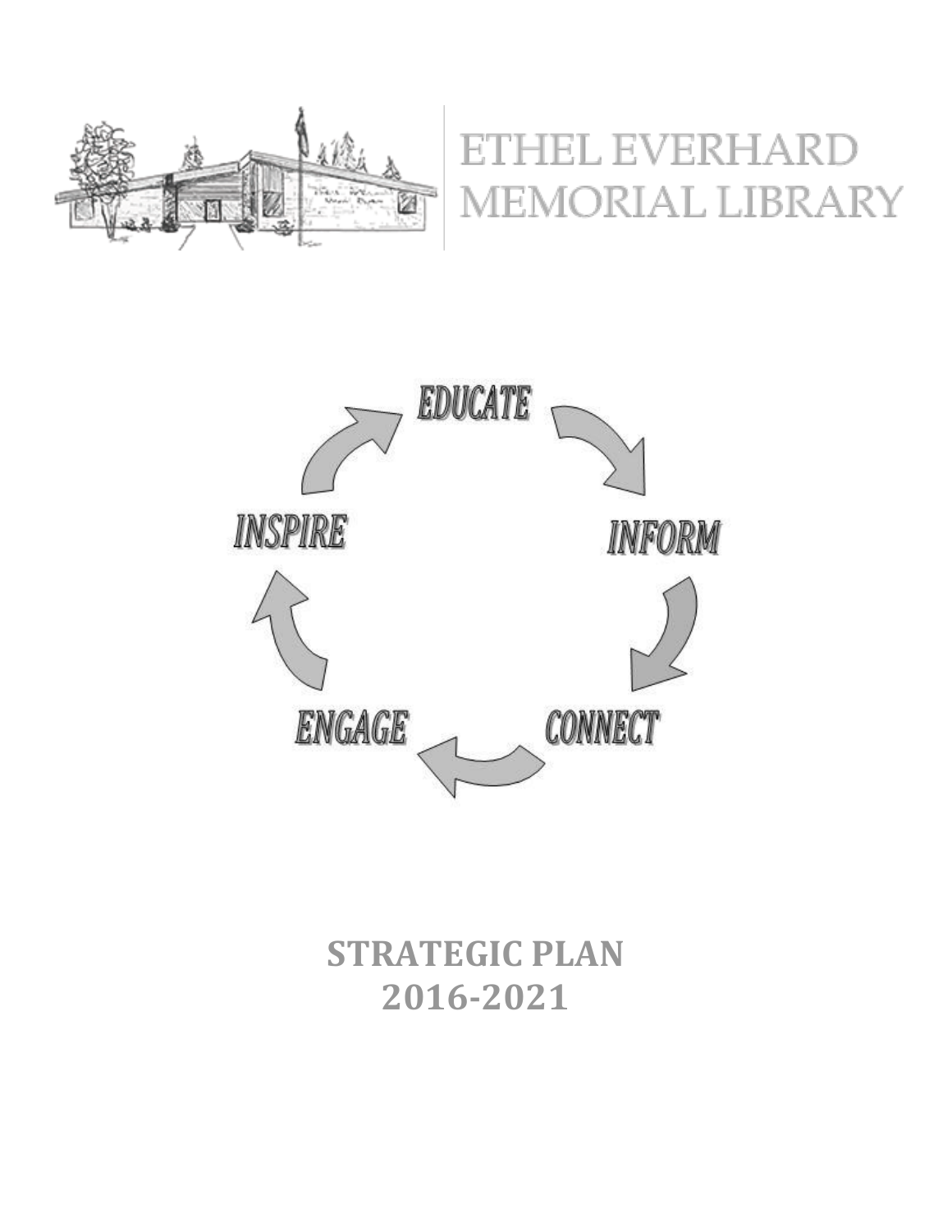# ETHEL EVERHARD MEMORIAL LIBRARY

EDUCATE

INFORM

CONNECT

ENGAGE

INSPIRE

## STRATEGIC PLAN 2016-2021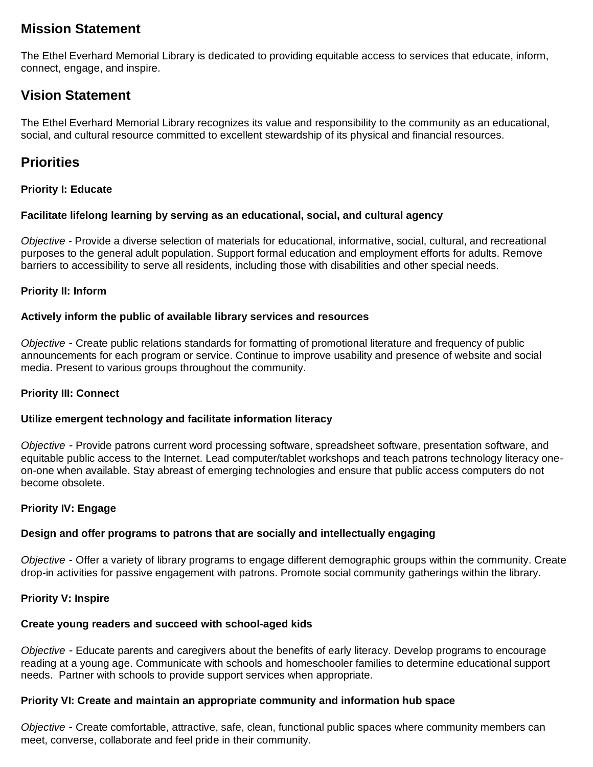## Mission Statement

The Ethel Everhard Memorial Library is dedicated to providing equitable access to services that educate, inform, connect, engage, and inspire.

## Vision Statement

The Ethel Everhard Memorial Library recognizes its value and responsibility to the community as an educational, social, and cultural resource committed to excellent stewardship of its physical and financial resources.

## Priorities

**Priority I: Educate**

**Facilitate lifelong learning by serving as an educational, social, and cultural agency**

*Objective* - Provide a diverse selection of materials for educational, informative, social, cultural, and recreational purposes to the general adult population. Support formal education and employment efforts for adults. Remove barriers to accessibility to serve all residents, including those with disabilities and other special needs.

**Priority II: Inform**

**Actively inform the public of available library services and resources**

*Objective* - Create public relations standards for formatting of promotional literature and frequency of public announcements for each program or service. Continue to improve usability and presence of website and social media. Present to various groups throughout the community.

**Priority III: Connect**

**Utilize emergent technology and facilitate information literacy**

*Objective* - Provide patrons current word processing software, spreadsheet software, presentation software, and equitable public access to the Internet. Lead computer/tablet workshops and teach patrons technology literacy one-on-one when available. Stay abreast of emerging technologies and ensure that public access computers do not become obsolete.

**Priority IV: Engage**

**Design and offer programs to patrons that are socially and intellectually engaging**

*Objective* - Offer a variety of library programs to engage different demographic groups within the community. Create drop-in activities for passive engagement with patrons. Promote social community gatherings within the library.

**Priority V: Inspire**

**Create young readers and succeed with school-aged kids**

*Objective* - Educate parents and caregivers about the benefits of early literacy. Develop programs to encourage reading at a young age. Communicate with schools and homeschooler families to determine educational support needs. Partner with schools to provide support services when appropriate.

**Priority VI: Create and maintain an appropriate community and information hub space**

*Objective* - Create comfortable, attractive, safe, clean, functional public spaces where community members can meet, converse, collaborate and feel pride in their community.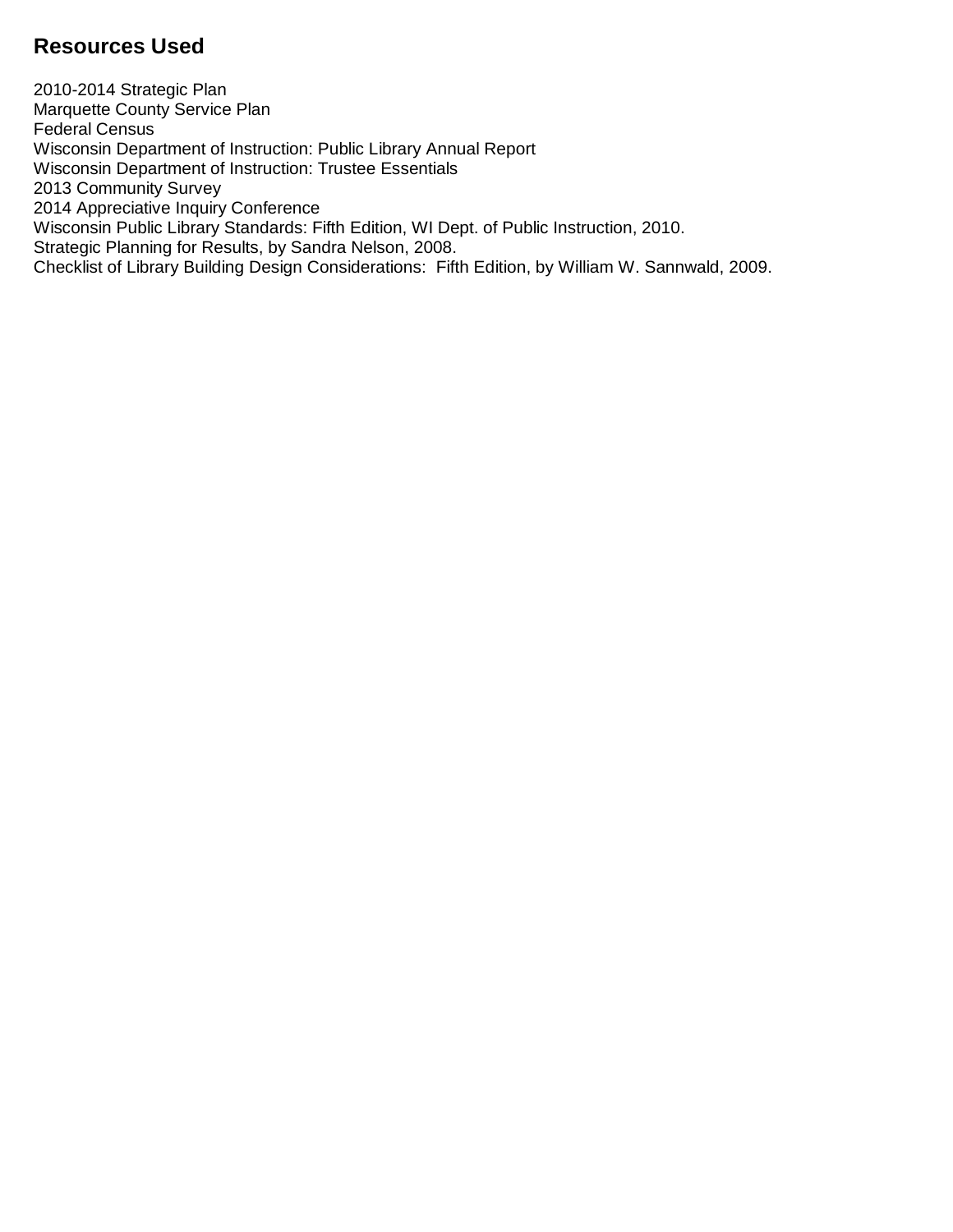## Resources Used

2010-2014 Strategic Plan
Marquette County Service Plan
Federal Census
Wisconsin Department of Instruction: Public Library Annual Report
Wisconsin Department of Instruction: Trustee Essentials
2013 Community Survey
2014 Appreciative Inquiry Conference
Wisconsin Public Library Standards: Fifth Edition, WI Dept. of Public Instruction, 2010.
Strategic Planning for Results, by Sandra Nelson, 2008.
Checklist of Library Building Design Considerations: Fifth Edition, by William W. Sannwald, 2009.